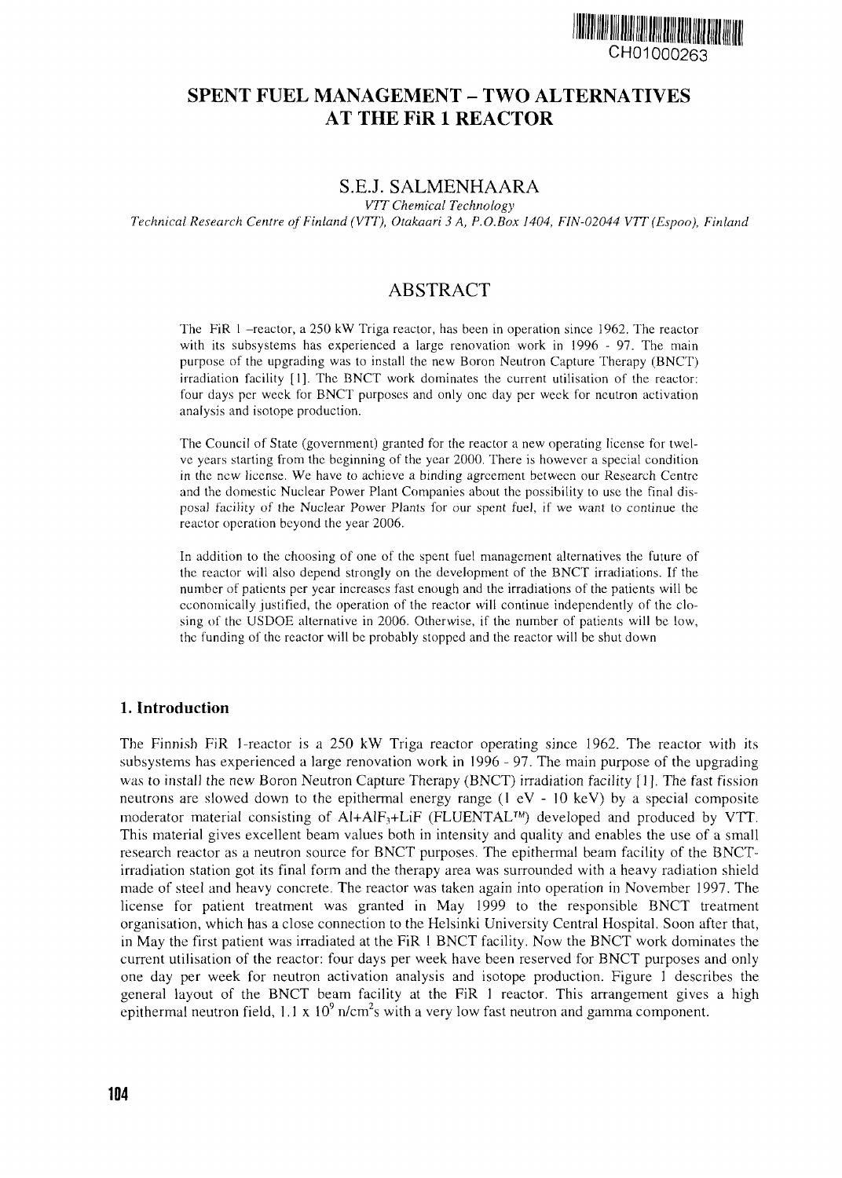CH01000263

# SPENT FUEL MANAGEMENT – TWO ALTERNATIVES AT THE FiR 1 REACTOR

## S.E.J. SALMENHAARA

*VTT Chemical Technology*
*Technical Research Centre of Finland (VTT), Otakaari 3 A, P.O.Box 1404, FIN-02044 VTT (Espoo), Finland*

## ABSTRACT

The FiR 1 –reactor, a 250 kW Triga reactor, has been in operation since 1962. The reactor with its subsystems has experienced a large renovation work in 1996 - 97. The main purpose of the upgrading was to install the new Boron Neutron Capture Therapy (BNCT) irradiation facility [1]. The BNCT work dominates the current utilisation of the reactor: four days per week for BNCT purposes and only one day per week for neutron activation analysis and isotope production.

The Council of State (government) granted for the reactor a new operating license for twelve years starting from the beginning of the year 2000. There is however a special condition in the new license. We have to achieve a binding agreement between our Research Centre and the domestic Nuclear Power Plant Companies about the possibility to use the final disposal facility of the Nuclear Power Plants for our spent fuel, if we want to continue the reactor operation beyond the year 2006.

In addition to the choosing of one of the spent fuel management alternatives the future of the reactor will also depend strongly on the development of the BNCT irradiations. If the number of patients per year increases fast enough and the irradiations of the patients will be economically justified, the operation of the reactor will continue independently of the closing of the USDOE alternative in 2006. Otherwise, if the number of patients will be low, the funding of the reactor will be probably stopped and the reactor will be shut down

## 1. Introduction

The Finnish FiR 1-reactor is a 250 kW Triga reactor operating since 1962. The reactor with its subsystems has experienced a large renovation work in 1996 - 97. The main purpose of the upgrading was to install the new Boron Neutron Capture Therapy (BNCT) irradiation facility [1]. The fast fission neutrons are slowed down to the epithermal energy range (1 eV - 10 keV) by a special composite moderator material consisting of Al+$AlF_3$+LiF (FLUENTAL™) developed and produced by VTT. This material gives excellent beam values both in intensity and quality and enables the use of a small research reactor as a neutron source for BNCT purposes. The epithermal beam facility of the BNCT-irradiation station got its final form and the therapy area was surrounded with a heavy radiation shield made of steel and heavy concrete. The reactor was taken again into operation in November 1997. The license for patient treatment was granted in May 1999 to the responsible BNCT treatment organisation, which has a close connection to the Helsinki University Central Hospital. Soon after that, in May the first patient was irradiated at the FiR 1 BNCT facility. Now the BNCT work dominates the current utilisation of the reactor: four days per week have been reserved for BNCT purposes and only one day per week for neutron activation analysis and isotope production. Figure 1 describes the general layout of the BNCT beam facility at the FiR 1 reactor. This arrangement gives a high epithermal neutron field, $1.1 \times 10^9$ n/cm$^2$s with a very low fast neutron and gamma component.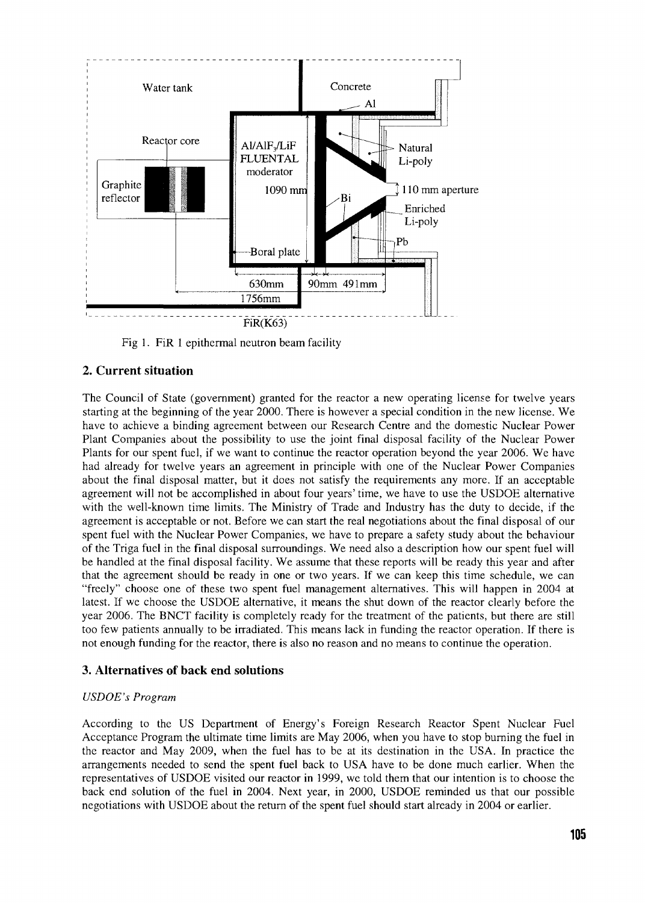Fig 1. FiR 1 epithermal neutron beam facility

## 2. Current situation

The Council of State (government) granted for the reactor a new operating license for twelve years starting at the beginning of the year 2000. There is however a special condition in the new license. We have to achieve a binding agreement between our Research Centre and the domestic Nuclear Power Plant Companies about the possibility to use the joint final disposal facility of the Nuclear Power Plants for our spent fuel, if we want to continue the reactor operation beyond the year 2006. We have had already for twelve years an agreement in principle with one of the Nuclear Power Companies about the final disposal matter, but it does not satisfy the requirements any more. If an acceptable agreement will not be accomplished in about four years' time, we have to use the USDOE alternative with the well-known time limits. The Ministry of Trade and Industry has the duty to decide, if the agreement is acceptable or not. Before we can start the real negotiations about the final disposal of our spent fuel with the Nuclear Power Companies, we have to prepare a safety study about the behaviour of the Triga fuel in the final disposal surroundings. We need also a description how our spent fuel will be handled at the final disposal facility. We assume that these reports will be ready this year and after that the agreement should be ready in one or two years. If we can keep this time schedule, we can "freely" choose one of these two spent fuel management alternatives. This will happen in 2004 at latest. If we choose the USDOE alternative, it means the shut down of the reactor clearly before the year 2006. The BNCT facility is completely ready for the treatment of the patients, but there are still too few patients annually to be irradiated. This means lack in funding the reactor operation. If there is not enough funding for the reactor, there is also no reason and no means to continue the operation.

## 3. Alternatives of back end solutions

*USDOE's Program*

According to the US Department of Energy's Foreign Research Reactor Spent Nuclear Fuel Acceptance Program the ultimate time limits are May 2006, when you have to stop burning the fuel in the reactor and May 2009, when the fuel has to be at its destination in the USA. In practice the arrangements needed to send the spent fuel back to USA have to be done much earlier. When the representatives of USDOE visited our reactor in 1999, we told them that our intention is to choose the back end solution of the fuel in 2004. Next year, in 2000, USDOE reminded us that our possible negotiations with USDOE about the return of the spent fuel should start already in 2004 or earlier.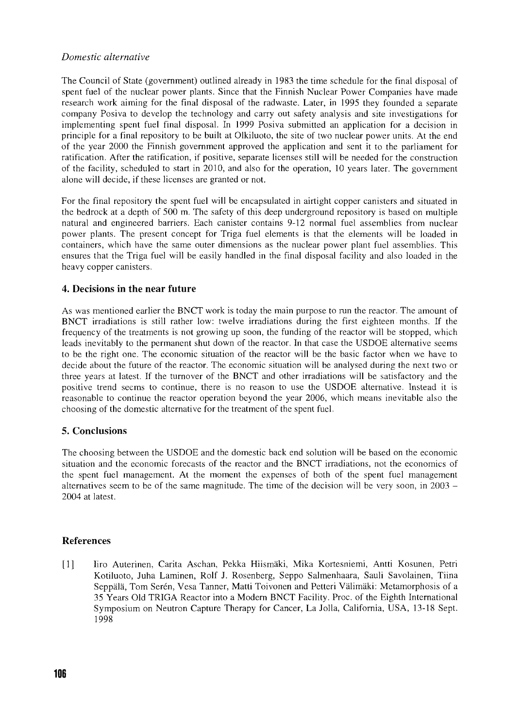*Domestic alternative*

The Council of State (government) outlined already in 1983 the time schedule for the final disposal of spent fuel of the nuclear power plants. Since that the Finnish Nuclear Power Companies have made research work aiming for the final disposal of the radwaste. Later, in 1995 they founded a separate company Posiva to develop the technology and carry out safety analysis and site investigations for implementing spent fuel final disposal. In 1999 Posiva submitted an application for a decision in principle for a final repository to be built at Olkiluoto, the site of two nuclear power units. At the end of the year 2000 the Finnish government approved the application and sent it to the parliament for ratification. After the ratification, if positive, separate licenses still will be needed for the construction of the facility, scheduled to start in 2010, and also for the operation, 10 years later. The government alone will decide, if these licenses are granted or not.

For the final repository the spent fuel will be encapsulated in airtight copper canisters and situated in the bedrock at a depth of 500 m. The safety of this deep underground repository is based on multiple natural and engineered barriers. Each canister contains 9-12 normal fuel assemblies from nuclear power plants. The present concept for Triga fuel elements is that the elements will be loaded in containers, which have the same outer dimensions as the nuclear power plant fuel assemblies. This ensures that the Triga fuel will be easily handled in the final disposal facility and also loaded in the heavy copper canisters.

## 4. Decisions in the near future

As was mentioned earlier the BNCT work is today the main purpose to run the reactor. The amount of BNCT irradiations is still rather low: twelve irradiations during the first eighteen months. If the frequency of the treatments is not growing up soon, the funding of the reactor will be stopped, which leads inevitably to the permanent shut down of the reactor. In that case the USDOE alternative seems to be the right one. The economic situation of the reactor will be the basic factor when we have to decide about the future of the reactor. The economic situation will be analysed during the next two or three years at latest. If the turnover of the BNCT and other irradiations will be satisfactory and the positive trend seems to continue, there is no reason to use the USDOE alternative. Instead it is reasonable to continue the reactor operation beyond the year 2006, which means inevitable also the choosing of the domestic alternative for the treatment of the spent fuel.

## 5. Conclusions

The choosing between the USDOE and the domestic back end solution will be based on the economic situation and the economic forecasts of the reactor and the BNCT irradiations, not the economics of the spent fuel management. At the moment the expenses of both of the spent fuel management alternatives seem to be of the same magnitude. The time of the decision will be very soon, in 2003 – 2004 at latest.

## References

[1] Iiro Auterinen, Carita Aschan, Pekka Hiismäki, Mika Kortesniemi, Antti Kosunen, Petri Kotiluoto, Juha Laminen, Rolf J. Rosenberg, Seppo Salmenhaara, Sauli Savolainen, Tiina Seppälä, Tom Serén, Vesa Tanner, Matti Toivonen and Petteri Välimäki: Metamorphosis of a 35 Years Old TRIGA Reactor into a Modern BNCT Facility. Proc. of the Eighth International Symposium on Neutron Capture Therapy for Cancer, La Jolla, California, USA, 13-18 Sept. 1998